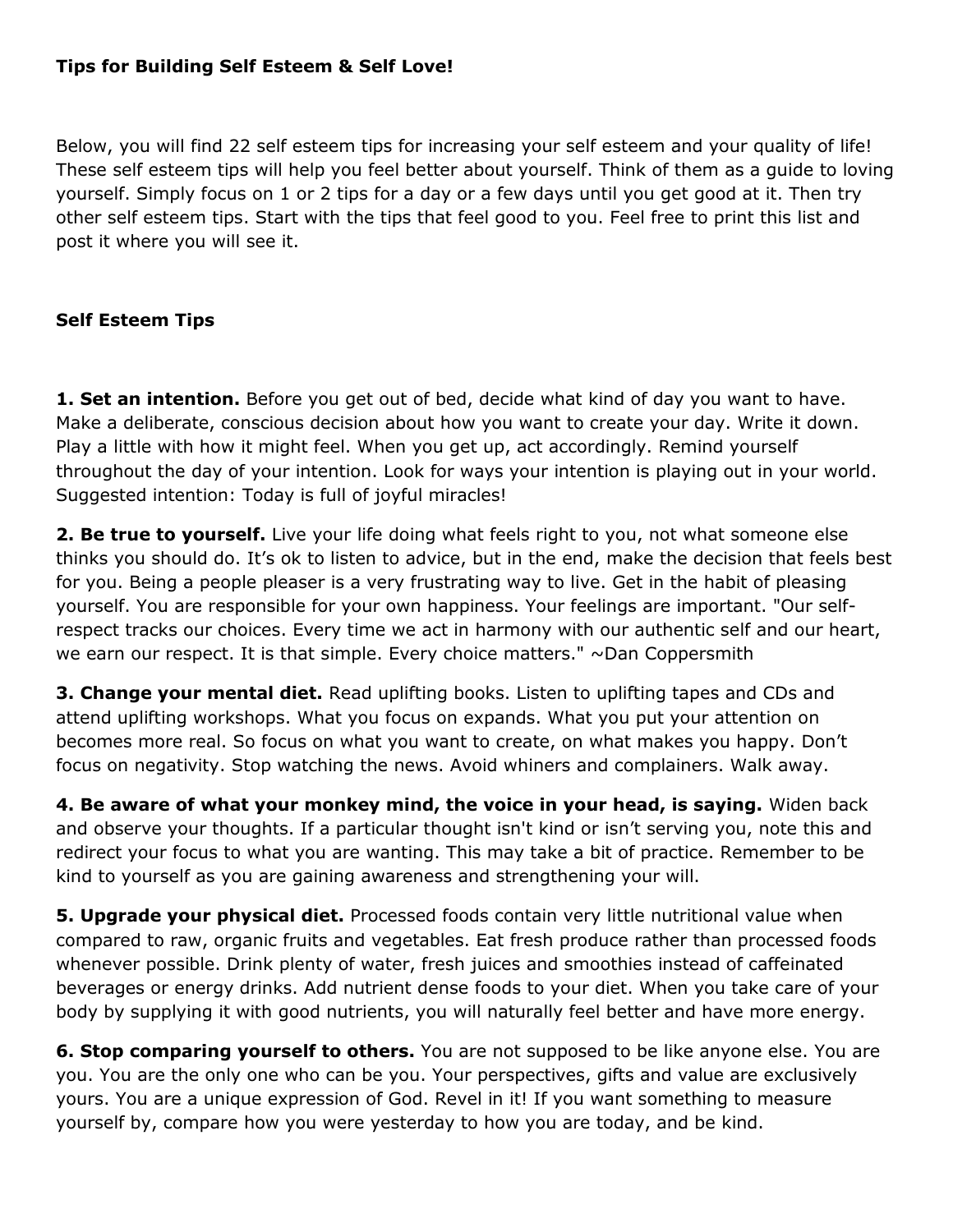**Tips for Building Self Esteem & Self Love!**

Below, you will find 22 self esteem tips for increasing your self esteem and your quality of life! These self esteem tips will help you feel better about yourself. Think of them as a guide to loving yourself. Simply focus on 1 or 2 tips for a day or a few days until you get good at it. Then try other self esteem tips. Start with the tips that feel good to you. Feel free to print this list and post it where you will see it.

**Self Esteem Tips**

**1. Set an intention.** Before you get out of bed, decide what kind of day you want to have. Make a deliberate, conscious decision about how you want to create your day. Write it down. Play a little with how it might feel. When you get up, act accordingly. Remind yourself throughout the day of your intention. Look for ways your intention is playing out in your world. Suggested intention: Today is full of joyful miracles!

**2. Be true to yourself.** Live your life doing what feels right to you, not what someone else thinks you should do. It's ok to listen to advice, but in the end, make the decision that feels best for you. Being a people pleaser is a very frustrating way to live. Get in the habit of pleasing yourself. You are responsible for your own happiness. Your feelings are important. "Our self-respect tracks our choices. Every time we act in harmony with our authentic self and our heart, we earn our respect. It is that simple. Every choice matters." ~Dan Coppersmith

**3. Change your mental diet.** Read uplifting books. Listen to uplifting tapes and CDs and attend uplifting workshops. What you focus on expands. What you put your attention on becomes more real. So focus on what you want to create, on what makes you happy. Don't focus on negativity. Stop watching the news. Avoid whiners and complainers. Walk away.

**4. Be aware of what your monkey mind, the voice in your head, is saying.** Widen back and observe your thoughts. If a particular thought isn't kind or isn't serving you, note this and redirect your focus to what you are wanting. This may take a bit of practice. Remember to be kind to yourself as you are gaining awareness and strengthening your will.

**5. Upgrade your physical diet.** Processed foods contain very little nutritional value when compared to raw, organic fruits and vegetables. Eat fresh produce rather than processed foods whenever possible. Drink plenty of water, fresh juices and smoothies instead of caffeinated beverages or energy drinks. Add nutrient dense foods to your diet. When you take care of your body by supplying it with good nutrients, you will naturally feel better and have more energy.

**6. Stop comparing yourself to others.** You are not supposed to be like anyone else. You are you. You are the only one who can be you. Your perspectives, gifts and value are exclusively yours. You are a unique expression of God. Revel in it! If you want something to measure yourself by, compare how you were yesterday to how you are today, and be kind.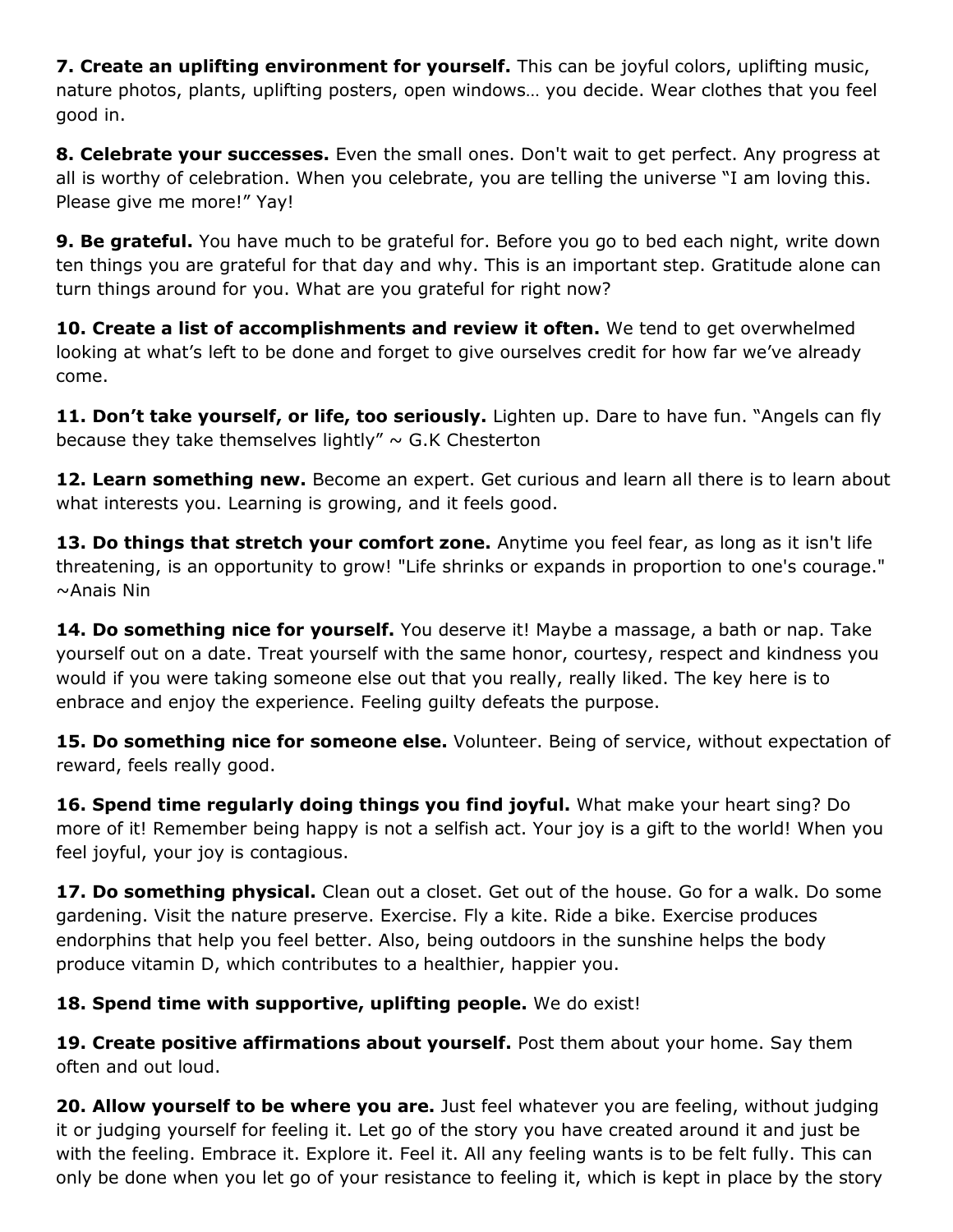**7. Create an uplifting environment for yourself.** This can be joyful colors, uplifting music, nature photos, plants, uplifting posters, open windows… you decide. Wear clothes that you feel good in.

**8. Celebrate your successes.** Even the small ones. Don't wait to get perfect. Any progress at all is worthy of celebration. When you celebrate, you are telling the universe "I am loving this. Please give me more!" Yay!

**9. Be grateful.** You have much to be grateful for. Before you go to bed each night, write down ten things you are grateful for that day and why. This is an important step. Gratitude alone can turn things around for you. What are you grateful for right now?

**10. Create a list of accomplishments and review it often.** We tend to get overwhelmed looking at what's left to be done and forget to give ourselves credit for how far we've already come.

**11. Don't take yourself, or life, too seriously.** Lighten up. Dare to have fun. "Angels can fly because they take themselves lightly" ~ G.K Chesterton

**12. Learn something new.** Become an expert. Get curious and learn all there is to learn about what interests you. Learning is growing, and it feels good.

**13. Do things that stretch your comfort zone.** Anytime you feel fear, as long as it isn't life threatening, is an opportunity to grow! "Life shrinks or expands in proportion to one's courage." ~Anais Nin

**14. Do something nice for yourself.** You deserve it! Maybe a massage, a bath or nap. Take yourself out on a date. Treat yourself with the same honor, courtesy, respect and kindness you would if you were taking someone else out that you really, really liked. The key here is to enbrace and enjoy the experience. Feeling guilty defeats the purpose.

**15. Do something nice for someone else.** Volunteer. Being of service, without expectation of reward, feels really good.

**16. Spend time regularly doing things you find joyful.** What make your heart sing? Do more of it! Remember being happy is not a selfish act. Your joy is a gift to the world! When you feel joyful, your joy is contagious.

**17. Do something physical.** Clean out a closet. Get out of the house. Go for a walk. Do some gardening. Visit the nature preserve. Exercise. Fly a kite. Ride a bike. Exercise produces endorphins that help you feel better. Also, being outdoors in the sunshine helps the body produce vitamin D, which contributes to a healthier, happier you.

**18. Spend time with supportive, uplifting people.** We do exist!

**19. Create positive affirmations about yourself.** Post them about your home. Say them often and out loud.

**20. Allow yourself to be where you are.** Just feel whatever you are feeling, without judging it or judging yourself for feeling it. Let go of the story you have created around it and just be with the feeling. Embrace it. Explore it. Feel it. All any feeling wants is to be felt fully. This can only be done when you let go of your resistance to feeling it, which is kept in place by the story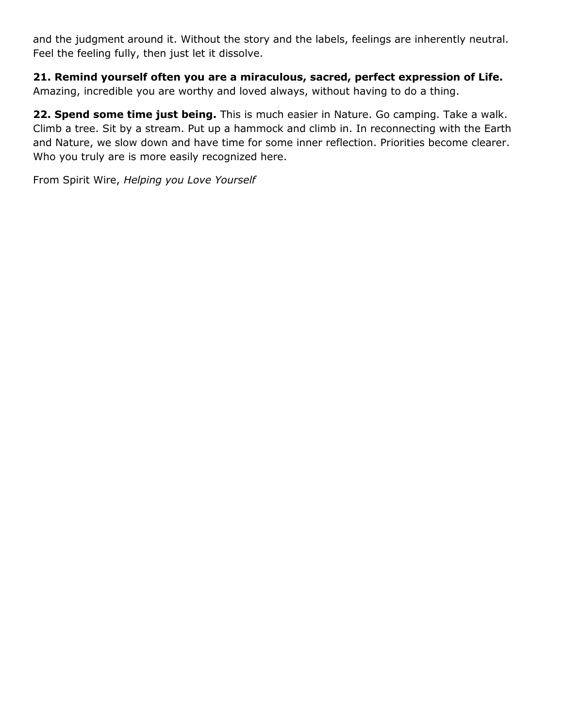and the judgment around it. Without the story and the labels, feelings are inherently neutral. Feel the feeling fully, then just let it dissolve.

**21. Remind yourself often you are a miraculous, sacred, perfect expression of Life.** Amazing, incredible you are worthy and loved always, without having to do a thing.

**22. Spend some time just being.** This is much easier in Nature. Go camping. Take a walk. Climb a tree. Sit by a stream. Put up a hammock and climb in. In reconnecting with the Earth and Nature, we slow down and have time for some inner reflection. Priorities become clearer. Who you truly are is more easily recognized here.

From Spirit Wire, *Helping you Love Yourself*